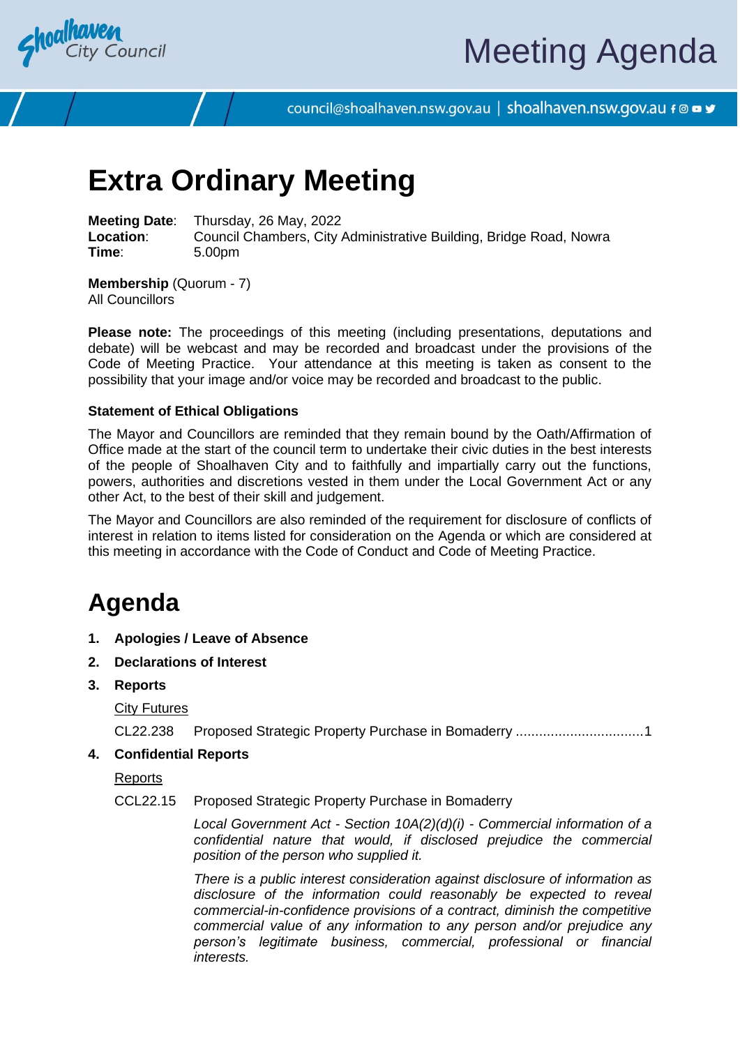# Meeting Agenda

council@shoalhaven.nsw.gov.au | shoalhaven.nsw.gov.au

# Extra Ordinary Meeting

**Meeting Date**: Thursday, 26 May, 2022
**Location**: Council Chambers, City Administrative Building, Bridge Road, Nowra
**Time**: 5.00pm

**Membership** (Quorum - 7)
All Councillors

**Please note:** The proceedings of this meeting (including presentations, deputations and debate) will be webcast and may be recorded and broadcast under the provisions of the Code of Meeting Practice. Your attendance at this meeting is taken as consent to the possibility that your image and/or voice may be recorded and broadcast to the public.

#### Statement of Ethical Obligations

The Mayor and Councillors are reminded that they remain bound by the Oath/Affirmation of Office made at the start of the council term to undertake their civic duties in the best interests of the people of Shoalhaven City and to faithfully and impartially carry out the functions, powers, authorities and discretions vested in them under the Local Government Act or any other Act, to the best of their skill and judgement.

The Mayor and Councillors are also reminded of the requirement for disclosure of conflicts of interest in relation to items listed for consideration on the Agenda or which are considered at this meeting in accordance with the Code of Conduct and Code of Meeting Practice.

# Agenda

1. **Apologies / Leave of Absence**
2. **Declarations of Interest**
3. **Reports**

   City Futures

   CL22.238 Proposed Strategic Property Purchase in Bomaderry ....................................1

4. **Confidential Reports**

   Reports

   CCL22.15 Proposed Strategic Property Purchase in Bomaderry

   *Local Government Act - Section 10A(2)(d)(i) - Commercial information of a confidential nature that would, if disclosed prejudice the commercial position of the person who supplied it.*

   *There is a public interest consideration against disclosure of information as disclosure of the information could reasonably be expected to reveal commercial-in-confidence provisions of a contract, diminish the competitive commercial value of any information to any person and/or prejudice any person's legitimate business, commercial, professional or financial interests.*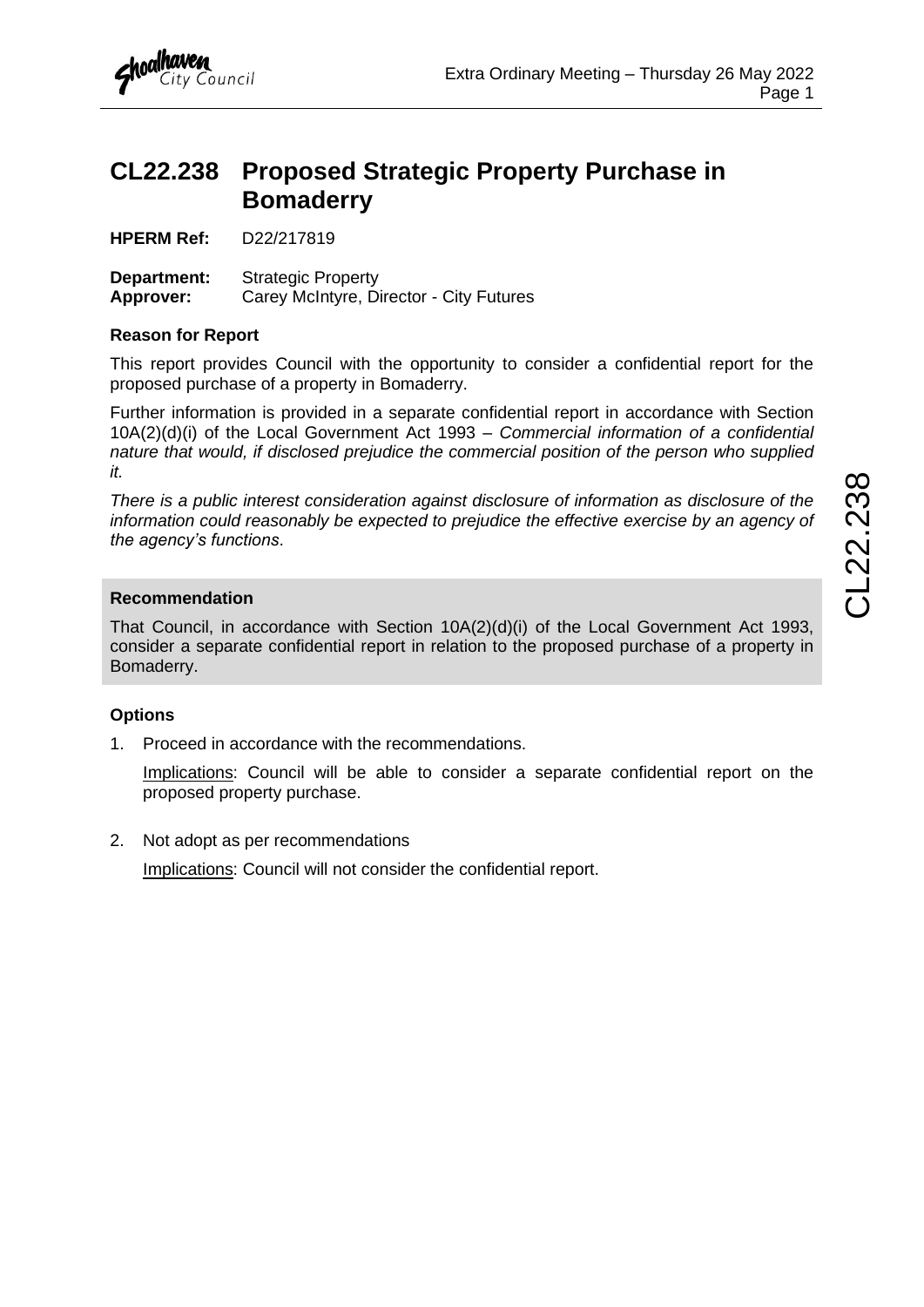# CL22.238 Proposed Strategic Property Purchase in Bomaderry

**HPERM Ref:** D22/217819

**Department:** Strategic Property
**Approver:** Carey McIntyre, Director - City Futures

## Reason for Report

This report provides Council with the opportunity to consider a confidential report for the proposed purchase of a property in Bomaderry.

Further information is provided in a separate confidential report in accordance with Section 10A(2)(d)(i) of the Local Government Act 1993 – *Commercial information of a confidential nature that would, if disclosed prejudice the commercial position of the person who supplied it.*

*There is a public interest consideration against disclosure of information as disclosure of the information could reasonably be expected to prejudice the effective exercise by an agency of the agency's functions*.

## Recommendation

That Council, in accordance with Section 10A(2)(d)(i) of the Local Government Act 1993, consider a separate confidential report in relation to the proposed purchase of a property in Bomaderry.

## Options

1. Proceed in accordance with the recommendations.

   Implications: Council will be able to consider a separate confidential report on the proposed property purchase.

2. Not adopt as per recommendations

   Implications: Council will not consider the confidential report.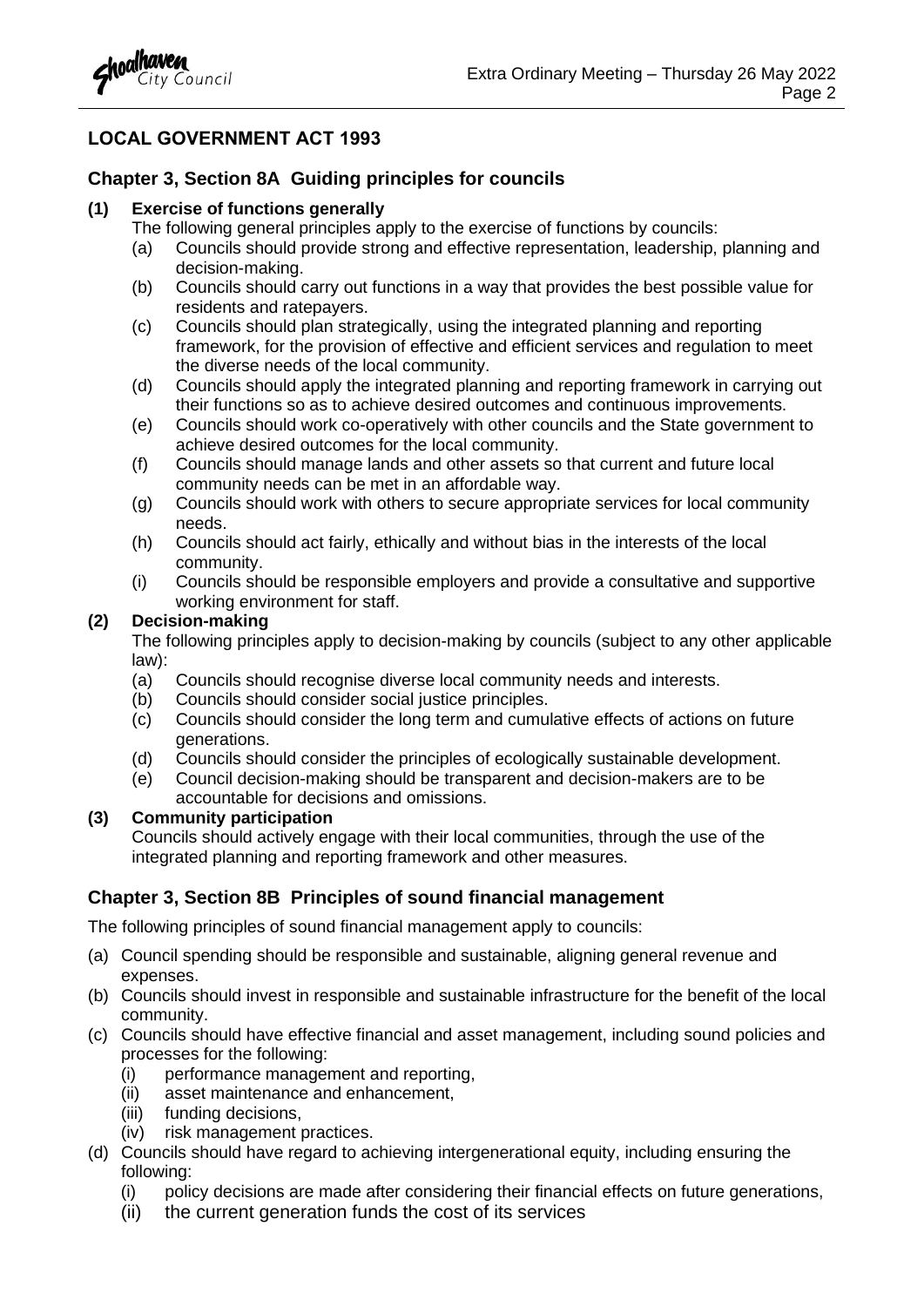## LOCAL GOVERNMENT ACT 1993

### Chapter 3, Section 8A Guiding principles for councils

**(1) Exercise of functions generally**

The following general principles apply to the exercise of functions by councils:

(a) Councils should provide strong and effective representation, leadership, planning and decision-making.

(b) Councils should carry out functions in a way that provides the best possible value for residents and ratepayers.

(c) Councils should plan strategically, using the integrated planning and reporting framework, for the provision of effective and efficient services and regulation to meet the diverse needs of the local community.

(d) Councils should apply the integrated planning and reporting framework in carrying out their functions so as to achieve desired outcomes and continuous improvements.

(e) Councils should work co-operatively with other councils and the State government to achieve desired outcomes for the local community.

(f) Councils should manage lands and other assets so that current and future local community needs can be met in an affordable way.

(g) Councils should work with others to secure appropriate services for local community needs.

(h) Councils should act fairly, ethically and without bias in the interests of the local community.

(i) Councils should be responsible employers and provide a consultative and supportive working environment for staff.

**(2) Decision-making**

The following principles apply to decision-making by councils (subject to any other applicable law):

(a) Councils should recognise diverse local community needs and interests.

(b) Councils should consider social justice principles.

(c) Councils should consider the long term and cumulative effects of actions on future generations.

(d) Councils should consider the principles of ecologically sustainable development.

(e) Council decision-making should be transparent and decision-makers are to be accountable for decisions and omissions.

**(3) Community participation**

Councils should actively engage with their local communities, through the use of the integrated planning and reporting framework and other measures.

### Chapter 3, Section 8B Principles of sound financial management

The following principles of sound financial management apply to councils:

(a) Council spending should be responsible and sustainable, aligning general revenue and expenses.

(b) Councils should invest in responsible and sustainable infrastructure for the benefit of the local community.

(c) Councils should have effective financial and asset management, including sound policies and processes for the following:

(i) performance management and reporting,

(ii) asset maintenance and enhancement,

(iii) funding decisions,

(iv) risk management practices.

(d) Councils should have regard to achieving intergenerational equity, including ensuring the following:

(i) policy decisions are made after considering their financial effects on future generations,

(ii) the current generation funds the cost of its services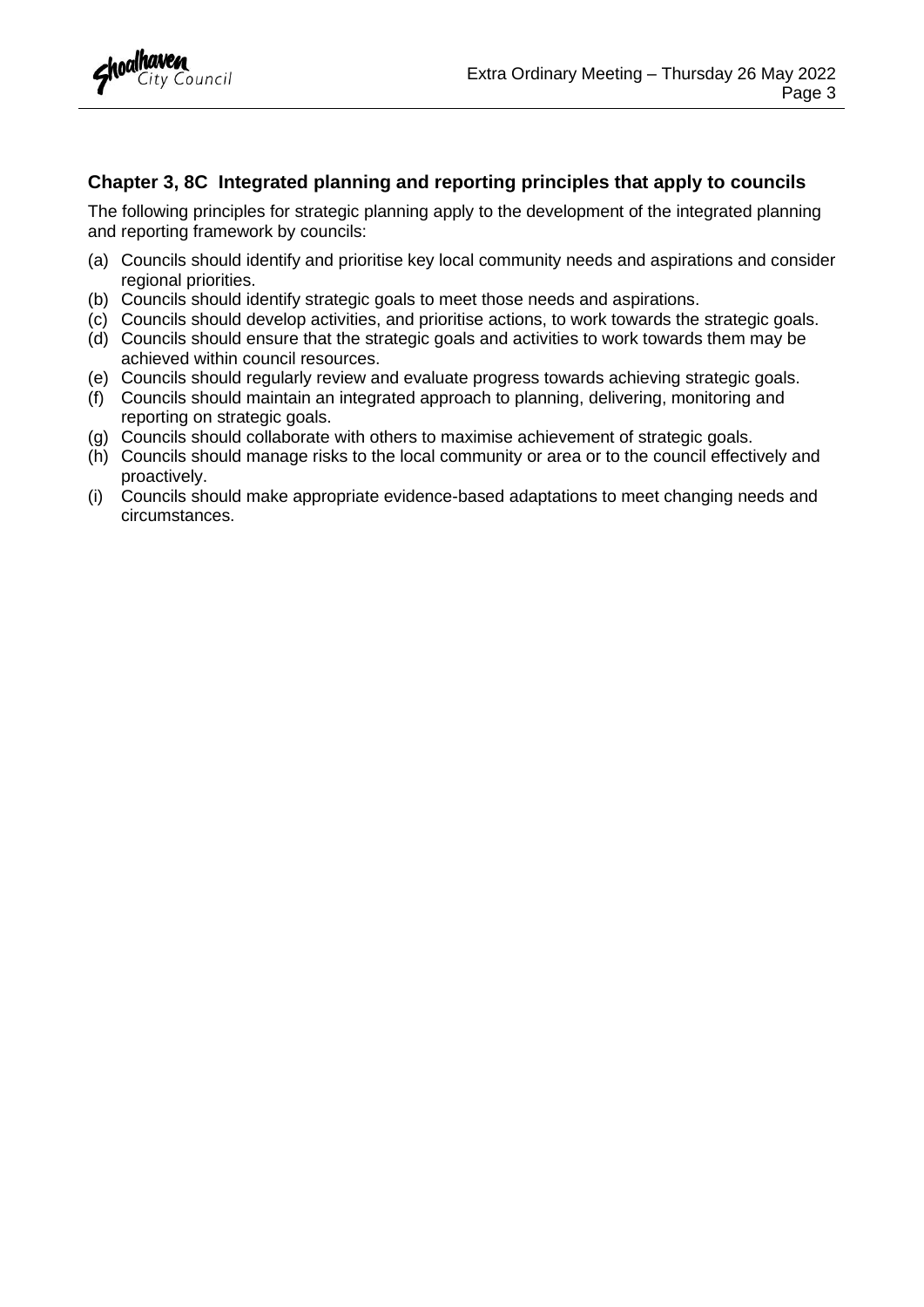### Chapter 3, 8C  Integrated planning and reporting principles that apply to councils

The following principles for strategic planning apply to the development of the integrated planning and reporting framework by councils:

(a) Councils should identify and prioritise key local community needs and aspirations and consider regional priorities.
(b) Councils should identify strategic goals to meet those needs and aspirations.
(c) Councils should develop activities, and prioritise actions, to work towards the strategic goals.
(d) Councils should ensure that the strategic goals and activities to work towards them may be achieved within council resources.
(e) Councils should regularly review and evaluate progress towards achieving strategic goals.
(f) Councils should maintain an integrated approach to planning, delivering, monitoring and reporting on strategic goals.
(g) Councils should collaborate with others to maximise achievement of strategic goals.
(h) Councils should manage risks to the local community or area or to the council effectively and proactively.
(i) Councils should make appropriate evidence-based adaptations to meet changing needs and circumstances.